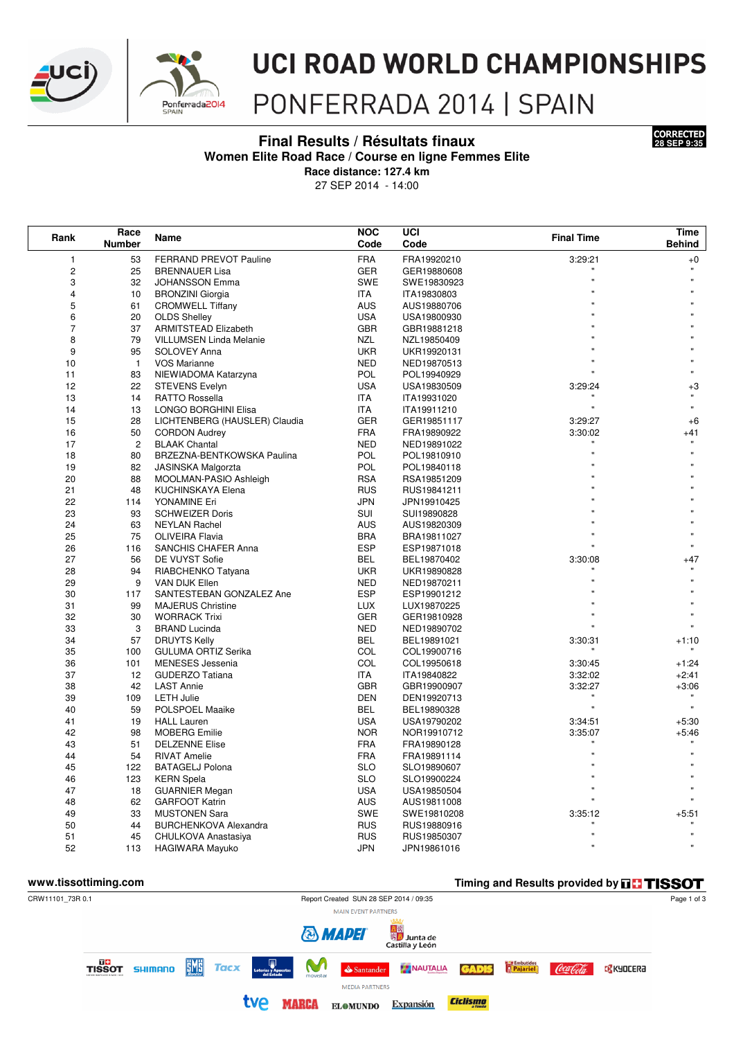# UCI ROAD WORLD CHAMPIONSHIPS

## PONFERRADA 2014 | SPAIN

**CORRECTED 28 SEP 9:35**

### Final Results / Résultats finaux

**Women Elite Road Race / Course en ligne Femmes Elite**

**Race distance: 127.4 km**

27 SEP 2014 - 14:00

| Rank | Race Number | Name | NOC Code | UCI Code | Final Time | Time Behind |
|---|---|---|---|---|---|---|
| 1 | 53 | FERRAND PREVOT Pauline | FRA | FRA19920210 | 3:29:21 | +0 |
| 2 | 25 | BRENNAUER Lisa | GER | GER19880608 | " | " |
| 3 | 32 | JOHANSSON Emma | SWE | SWE19830923 | " | " |
| 4 | 10 | BRONZINI Giorgia | ITA | ITA19830803 | " | " |
| 5 | 61 | CROMWELL Tiffany | AUS | AUS19880706 | " | " |
| 6 | 20 | OLDS Shelley | USA | USA19800930 | " | " |
| 7 | 37 | ARMITSTEAD Elizabeth | GBR | GBR19881218 | " | " |
| 8 | 79 | VILLUMSEN Linda Melanie | NZL | NZL19850409 | " | " |
| 9 | 95 | SOLOVEY Anna | UKR | UKR19920131 | " | " |
| 10 | 1 | VOS Marianne | NED | NED19870513 | " | " |
| 11 | 83 | NIEWIADOMA Katarzyna | POL | POL19940929 | " | " |
| 12 | 22 | STEVENS Evelyn | USA | USA19830509 | 3:29:24 | +3 |
| 13 | 14 | RATTO Rossella | ITA | ITA19931020 | " | " |
| 14 | 13 | LONGO BORGHINI Elisa | ITA | ITA19911210 | " | " |
| 15 | 28 | LICHTENBERG (HAUSLER) Claudia | GER | GER19851117 | 3:29:27 | +6 |
| 16 | 50 | CORDON Audrey | FRA | FRA19890922 | 3:30:02 | +41 |
| 17 | 2 | BLAAK Chantal | NED | NED19891022 | " | " |
| 18 | 80 | BRZEZNA-BENTKOWSKA Paulina | POL | POL19810910 | " | " |
| 19 | 82 | JASINSKA Malgorzta | POL | POL19840118 | " | " |
| 20 | 88 | MOOLMAN-PASIO Ashleigh | RSA | RSA19851209 | " | " |
| 21 | 48 | KUCHINSKAYA Elena | RUS | RUS19841211 | " | " |
| 22 | 114 | YONAMINE Eri | JPN | JPN19910425 | " | " |
| 23 | 93 | SCHWEIZER Doris | SUI | SUI19890828 | " | " |
| 24 | 63 | NEYLAN Rachel | AUS | AUS19820309 | " | " |
| 25 | 75 | OLIVEIRA Flavia | BRA | BRA19811027 | " | " |
| 26 | 116 | SANCHIS CHAFER Anna | ESP | ESP19871018 | " | " |
| 27 | 56 | DE VUYST Sofie | BEL | BEL19870402 | 3:30:08 | +47 |
| 28 | 94 | RIABCHENKO Tatyana | UKR | UKR19890828 | " | " |
| 29 | 9 | VAN DIJK Ellen | NED | NED19870211 | " | " |
| 30 | 117 | SANTESTEBAN GONZALEZ Ane | ESP | ESP19901212 | " | " |
| 31 | 99 | MAJERUS Christine | LUX | LUX19870225 | " | " |
| 32 | 30 | WORRACK Trixi | GER | GER19810928 | " | " |
| 33 | 3 | BRAND Lucinda | NED | NED19890702 | " | " |
| 34 | 57 | DRUYTS Kelly | BEL | BEL19891021 | 3:30:31 | +1:10 |
| 35 | 100 | GULUMA ORTIZ Serika | COL | COL19900716 | " | " |
| 36 | 101 | MENESES Jessenia | COL | COL19950618 | 3:30:45 | +1:24 |
| 37 | 12 | GUDERZO Tatiana | ITA | ITA19840822 | 3:32:02 | +2:41 |
| 38 | 42 | LAST Annie | GBR | GBR19900907 | 3:32:27 | +3:06 |
| 39 | 109 | LETH Julie | DEN | DEN19920713 | " | " |
| 40 | 59 | POLSPOEL Maaike | BEL | BEL19890328 | " | " |
| 41 | 19 | HALL Lauren | USA | USA19790202 | 3:34:51 | +5:30 |
| 42 | 98 | MOBERG Emilie | NOR | NOR19910712 | 3:35:07 | +5:46 |
| 43 | 51 | DELZENNE Elise | FRA | FRA19890128 | " | " |
| 44 | 54 | RIVAT Amelie | FRA | FRA19891114 | " | " |
| 45 | 122 | BATAGELJ Polona | SLO | SLO19890607 | " | " |
| 46 | 123 | KERN Spela | SLO | SLO19900224 | " | " |
| 47 | 18 | GUARNIER Megan | USA | USA19850504 | " | " |
| 48 | 62 | GARFOOT Katrin | AUS | AUS19811008 | " | " |
| 49 | 33 | MUSTONEN Sara | SWE | SWE19810208 | 3:35:12 | +5:51 |
| 50 | 44 | BURCHENKOVA Alexandra | RUS | RUS19880916 | " | " |
| 51 | 45 | CHULKOVA Anastasiya | RUS | RUS19850307 | " | " |
| 52 | 113 | HAGIWARA Mayuko | JPN | JPN19861016 | " | " |

www.tissottiming.com

Timing and Results provided by TISSOT

CRW11101_73R 0.1 — Report Created SUN 28 SEP 2014 / 09:35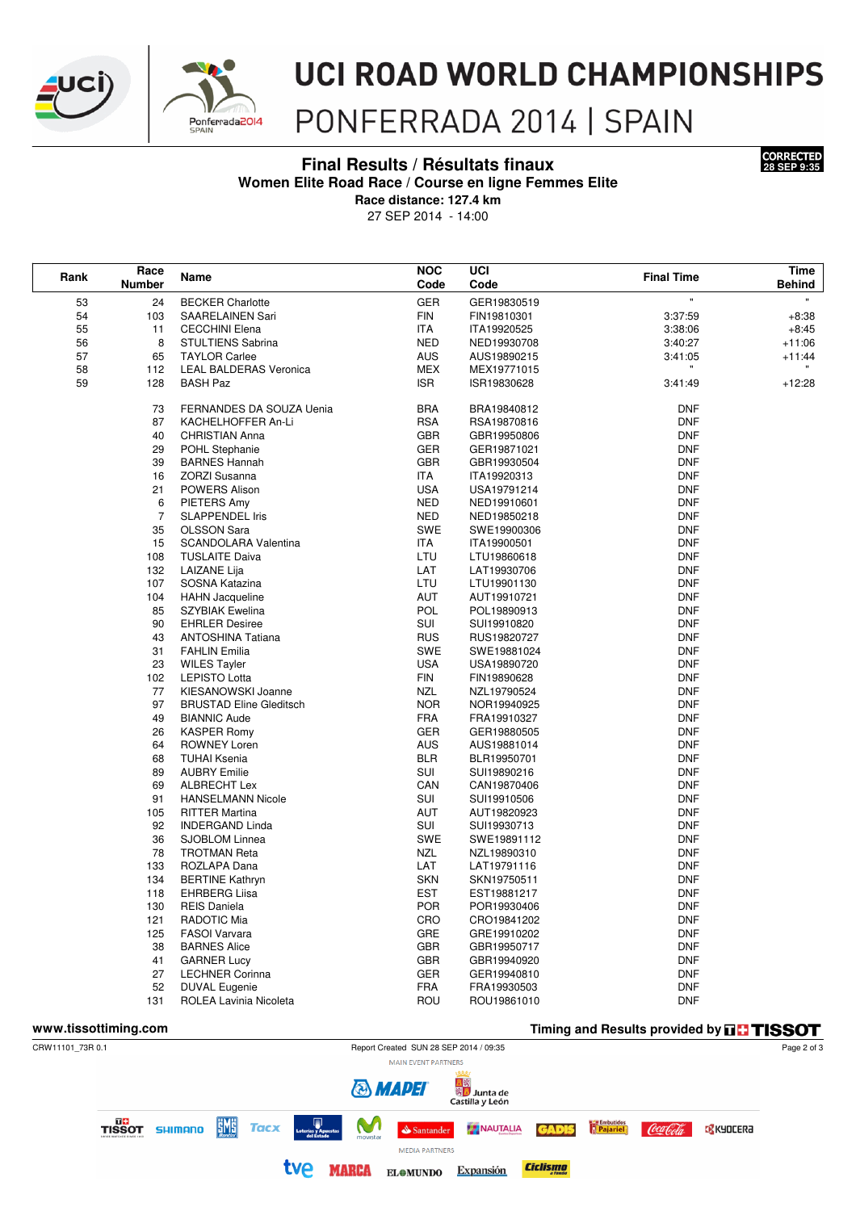# UCI ROAD WORLD CHAMPIONSHIPS

PONFERRADA 2014 | SPAIN

## Final Results / Résultats finaux

**Women Elite Road Race / Course en ligne Femmes Elite**

**Race distance: 127.4 km**

27 SEP 2014 - 14:00

CORRECTED 28 SEP 9:35

| Rank | Race Number | Name | NOC Code | UCI Code | Final Time | Time Behind |
|---|---|---|---|---|---|---|
| 53 | 24 | BECKER Charlotte | GER | GER19830519 | " | " |
| 54 | 103 | SAARELAINEN Sari | FIN | FIN19810301 | 3:37:59 | +8:38 |
| 55 | 11 | CECCHINI Elena | ITA | ITA19920525 | 3:38:06 | +8:45 |
| 56 | 8 | STULTIENS Sabrina | NED | NED19930708 | 3:40:27 | +11:06 |
| 57 | 65 | TAYLOR Carlee | AUS | AUS19890215 | 3:41:05 | +11:44 |
| 58 | 112 | LEAL BALDERAS Veronica | MEX | MEX19771015 | " | " |
| 59 | 128 | BASH Paz | ISR | ISR19830628 | 3:41:49 | +12:28 |
| | 73 | FERNANDES DA SOUZA Uenia | BRA | BRA19840812 | DNF | |
| | 87 | KACHELHOFFER An-Li | RSA | RSA19870816 | DNF | |
| | 40 | CHRISTIAN Anna | GBR | GBR19950806 | DNF | |
| | 29 | POHL Stephanie | GER | GER19871021 | DNF | |
| | 39 | BARNES Hannah | GBR | GBR19930504 | DNF | |
| | 16 | ZORZI Susanna | ITA | ITA19920313 | DNF | |
| | 21 | POWERS Alison | USA | USA19791214 | DNF | |
| | 6 | PIETERS Amy | NED | NED19910601 | DNF | |
| | 7 | SLAPPENDEL Iris | NED | NED19850218 | DNF | |
| | 35 | OLSSON Sara | SWE | SWE19900306 | DNF | |
| | 15 | SCANDOLARA Valentina | ITA | ITA19900501 | DNF | |
| | 108 | TUSLAITE Daiva | LTU | LTU19860618 | DNF | |
| | 132 | LAIZANE Lija | LAT | LAT19930706 | DNF | |
| | 107 | SOSNA Katazina | LTU | LTU19901130 | DNF | |
| | 104 | HAHN Jacqueline | AUT | AUT19910721 | DNF | |
| | 85 | SZYBIAK Ewelina | POL | POL19890913 | DNF | |
| | 90 | EHRLER Desiree | SUI | SUI19910820 | DNF | |
| | 43 | ANTOSHINA Tatiana | RUS | RUS19820727 | DNF | |
| | 31 | FAHLIN Emilia | SWE | SWE19881024 | DNF | |
| | 23 | WILES Tayler | USA | USA19890720 | DNF | |
| | 102 | LEPISTO Lotta | FIN | FIN19890628 | DNF | |
| | 77 | KIESANOWSKI Joanne | NZL | NZL19790524 | DNF | |
| | 97 | BRUSTAD Eline Gleditsch | NOR | NOR19940925 | DNF | |
| | 49 | BIANNIC Aude | FRA | FRA19910327 | DNF | |
| | 26 | KASPER Romy | GER | GER19880505 | DNF | |
| | 64 | ROWNEY Loren | AUS | AUS19881014 | DNF | |
| | 68 | TUHAI Ksenia | BLR | BLR19950701 | DNF | |
| | 89 | AUBRY Emilie | SUI | SUI19890216 | DNF | |
| | 69 | ALBRECHT Lex | CAN | CAN19870406 | DNF | |
| | 91 | HANSELMANN Nicole | SUI | SUI19910506 | DNF | |
| | 105 | RITTER Martina | AUT | AUT19820923 | DNF | |
| | 92 | INDERGAND Linda | SUI | SUI19930713 | DNF | |
| | 36 | SJOBLOM Linnea | SWE | SWE19891112 | DNF | |
| | 78 | TROTMAN Reta | NZL | NZL19890310 | DNF | |
| | 133 | ROZLAPA Dana | LAT | LAT19791116 | DNF | |
| | 134 | BERTINE Kathryn | SKN | SKN19750511 | DNF | |
| | 118 | EHRBERG Liisa | EST | EST19881217 | DNF | |
| | 130 | REIS Daniela | POR | POR19930406 | DNF | |
| | 121 | RADOTIC Mia | CRO | CRO19841202 | DNF | |
| | 125 | FASOI Varvara | GRE | GRE19910202 | DNF | |
| | 38 | BARNES Alice | GBR | GBR19950717 | DNF | |
| | 41 | GARNER Lucy | GBR | GBR19940920 | DNF | |
| | 27 | LECHNER Corinna | GER | GER19940810 | DNF | |
| | 52 | DUVAL Eugenie | FRA | FRA19930503 | DNF | |
| | 131 | ROLEA Lavinia Nicoleta | ROU | ROU19861010 | DNF | |

www.tissottiming.com — Timing and Results provided by TISSOT

CRW11101_73R 0.1 — Report Created SUN 28 SEP 2014 / 09:35

MAIN EVENT PARTNERS: MAPEI, Junta de Castilla y León

TISSOT, SHIMANO, SMS Santini, Tacx, Loterías y Apuestas del Estado, movistar, Santander, NAUTALIA, GADIS, Embutidos Pajariel, Coca-Cola, KYOCERA

MEDIA PARTNERS: tve, MARCA, EL MUNDO, Expansión, Ciclismo a fondo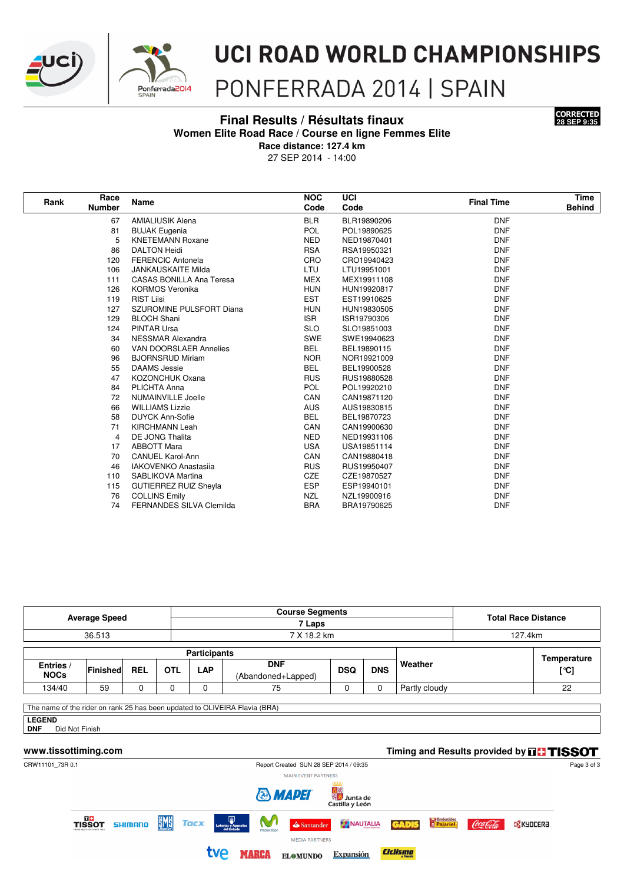# UCI ROAD WORLD CHAMPIONSHIPS

## PONFERRADA 2014 | SPAIN

**CORRECTED 28 SEP 9:35**

### Final Results / Résultats finaux

**Women Elite Road Race / Course en ligne Femmes Elite**

**Race distance: 127.4 km**

27 SEP 2014 - 14:00

| Rank | Race Number | Name | NOC Code | UCI Code | Final Time | Time Behind |
|---|---|---|---|---|---|---|
| | 67 | AMIALIUSIK Alena | BLR | BLR19890206 | DNF | |
| | 81 | BUJAK Eugenia | POL | POL19890625 | DNF | |
| | 5 | KNETEMANN Roxane | NED | NED19870401 | DNF | |
| | 86 | DALTON Heidi | RSA | RSA19950321 | DNF | |
| | 120 | FERENCIC Antonela | CRO | CRO19940423 | DNF | |
| | 106 | JANKAUSKAITE Milda | LTU | LTU19951001 | DNF | |
| | 111 | CASAS BONILLA Ana Teresa | MEX | MEX19911108 | DNF | |
| | 126 | KORMOS Veronika | HUN | HUN19920817 | DNF | |
| | 119 | RIST Liisi | EST | EST19910625 | DNF | |
| | 127 | SZUROMINE PULSFORT Diana | HUN | HUN19830505 | DNF | |
| | 129 | BLOCH Shani | ISR | ISR19790306 | DNF | |
| | 124 | PINTAR Ursa | SLO | SLO19851003 | DNF | |
| | 34 | NESSMAR Alexandra | SWE | SWE19940623 | DNF | |
| | 60 | VAN DOORSLAER Annelies | BEL | BEL19890115 | DNF | |
| | 96 | BJORNSRUD Miriam | NOR | NOR19921009 | DNF | |
| | 55 | DAAMS Jessie | BEL | BEL19900528 | DNF | |
| | 47 | KOZONCHUK Oxana | RUS | RUS19880528 | DNF | |
| | 84 | PLICHTA Anna | POL | POL19920210 | DNF | |
| | 72 | NUMAINVILLE Joelle | CAN | CAN19871120 | DNF | |
| | 66 | WILLIAMS Lizzie | AUS | AUS19830815 | DNF | |
| | 58 | DUYCK Ann-Sofie | BEL | BEL19870723 | DNF | |
| | 71 | KIRCHMANN Leah | CAN | CAN19900630 | DNF | |
| | 4 | DE JONG Thalita | NED | NED19931106 | DNF | |
| | 17 | ABBOTT Mara | USA | USA19851114 | DNF | |
| | 70 | CANUEL Karol-Ann | CAN | CAN19880418 | DNF | |
| | 46 | IAKOVENKO Anastasiia | RUS | RUS19950407 | DNF | |
| | 110 | SABLIKOVA Martina | CZE | CZE19870527 | DNF | |
| | 115 | GUTIERREZ RUIZ Sheyla | ESP | ESP19940101 | DNF | |
| | 76 | COLLINS Emily | NZL | NZL19900916 | DNF | |
| | 74 | FERNANDES SILVA Clemilda | BRA | BRA19790625 | DNF | |

| Average Speed | Course Segments | Total Race Distance |
|---|---|---|
| | 7 Laps | |
| 36.513 | 7 X 18.2 km | 127.4km |

| Participants | | | | | | | | | |
|---|---|---|---|---|---|---|---|---|---|
| Entries / NOCs | Finished | REL | OTL | LAP | DNF (Abandoned+Lapped) | DSQ | DNS | Weather | Temperature [°C] |
| 134/40 | 59 | 0 | 0 | 0 | 75 | 0 | 0 | Partly cloudy | 22 |

The name of the rider on rank 25 has been updated to OLIVEIRA Flavia (BRA)

**LEGEND**

**DNF** Did Not Finish

www.tissottiming.com

Timing and Results provided by TISSOT

CRW11101_73R 0.1 — Report Created SUN 28 SEP 2014 / 09:35

MAIN EVENT PARTNERS

MEDIA PARTNERS